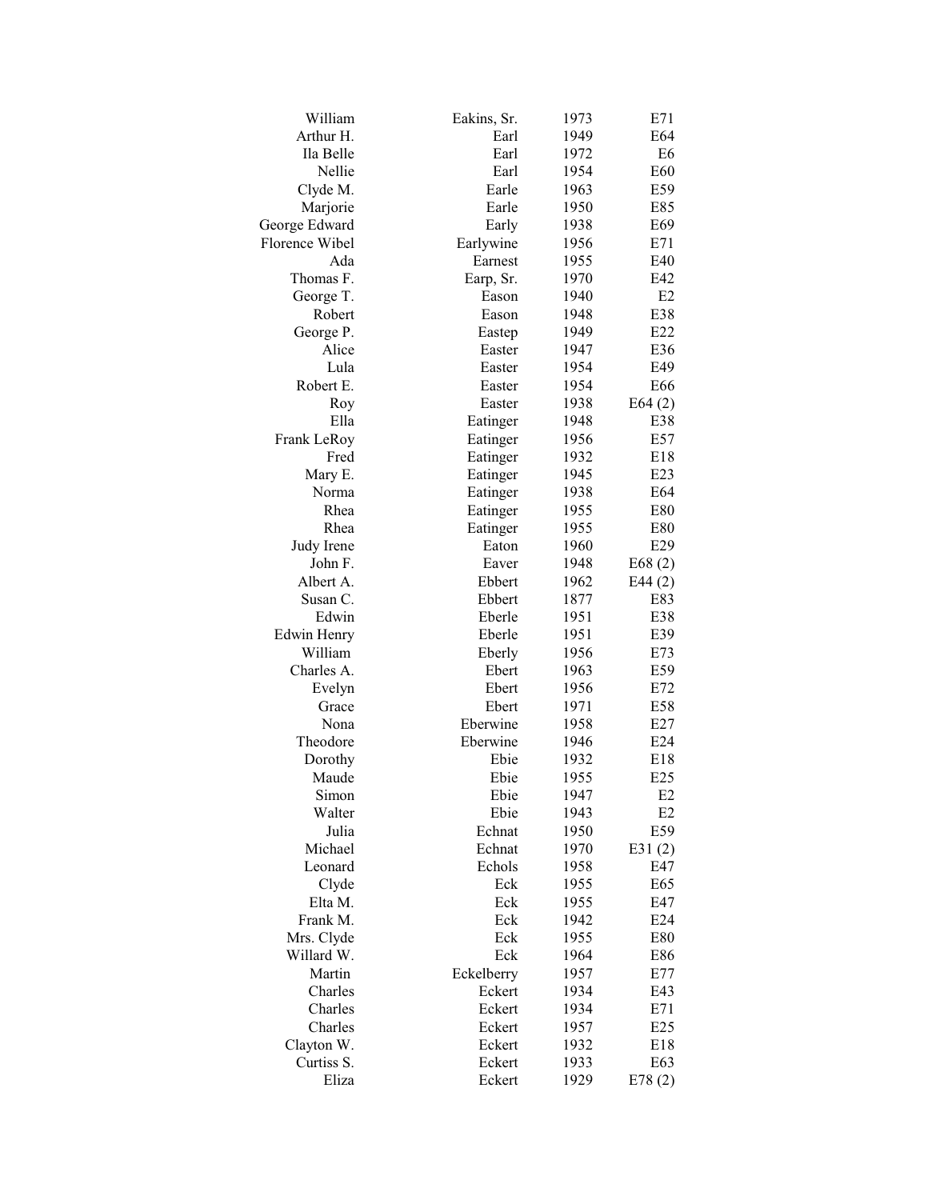| | | | |
|---|---|---|---|
| William | Eakins, Sr. | 1973 | E71 |
| Arthur H. | Earl | 1949 | E64 |
| Ila Belle | Earl | 1972 | E6 |
| Nellie | Earl | 1954 | E60 |
| Clyde M. | Earle | 1963 | E59 |
| Marjorie | Earle | 1950 | E85 |
| George Edward | Early | 1938 | E69 |
| Florence Wibel | Earlywine | 1956 | E71 |
| Ada | Earnest | 1955 | E40 |
| Thomas F. | Earp, Sr. | 1970 | E42 |
| George T. | Eason | 1940 | E2 |
| Robert | Eason | 1948 | E38 |
| George P. | Eastep | 1949 | E22 |
| Alice | Easter | 1947 | E36 |
| Lula | Easter | 1954 | E49 |
| Robert E. | Easter | 1954 | E66 |
| Roy | Easter | 1938 | E64 (2) |
| Ella | Eatinger | 1948 | E38 |
| Frank LeRoy | Eatinger | 1956 | E57 |
| Fred | Eatinger | 1932 | E18 |
| Mary E. | Eatinger | 1945 | E23 |
| Norma | Eatinger | 1938 | E64 |
| Rhea | Eatinger | 1955 | E80 |
| Rhea | Eatinger | 1955 | E80 |
| Judy Irene | Eaton | 1960 | E29 |
| John F. | Eaver | 1948 | E68 (2) |
| Albert A. | Ebbert | 1962 | E44 (2) |
| Susan C. | Ebbert | 1877 | E83 |
| Edwin | Eberle | 1951 | E38 |
| Edwin Henry | Eberle | 1951 | E39 |
| William | Eberly | 1956 | E73 |
| Charles A. | Ebert | 1963 | E59 |
| Evelyn | Ebert | 1956 | E72 |
| Grace | Ebert | 1971 | E58 |
| Nona | Eberwine | 1958 | E27 |
| Theodore | Eberwine | 1946 | E24 |
| Dorothy | Ebie | 1932 | E18 |
| Maude | Ebie | 1955 | E25 |
| Simon | Ebie | 1947 | E2 |
| Walter | Ebie | 1943 | E2 |
| Julia | Echnat | 1950 | E59 |
| Michael | Echnat | 1970 | E31 (2) |
| Leonard | Echols | 1958 | E47 |
| Clyde | Eck | 1955 | E65 |
| Elta M. | Eck | 1955 | E47 |
| Frank M. | Eck | 1942 | E24 |
| Mrs. Clyde | Eck | 1955 | E80 |
| Willard W. | Eck | 1964 | E86 |
| Martin | Eckelberry | 1957 | E77 |
| Charles | Eckert | 1934 | E43 |
| Charles | Eckert | 1934 | E71 |
| Charles | Eckert | 1957 | E25 |
| Clayton W. | Eckert | 1932 | E18 |
| Curtiss S. | Eckert | 1933 | E63 |
| Eliza | Eckert | 1929 | E78 (2) |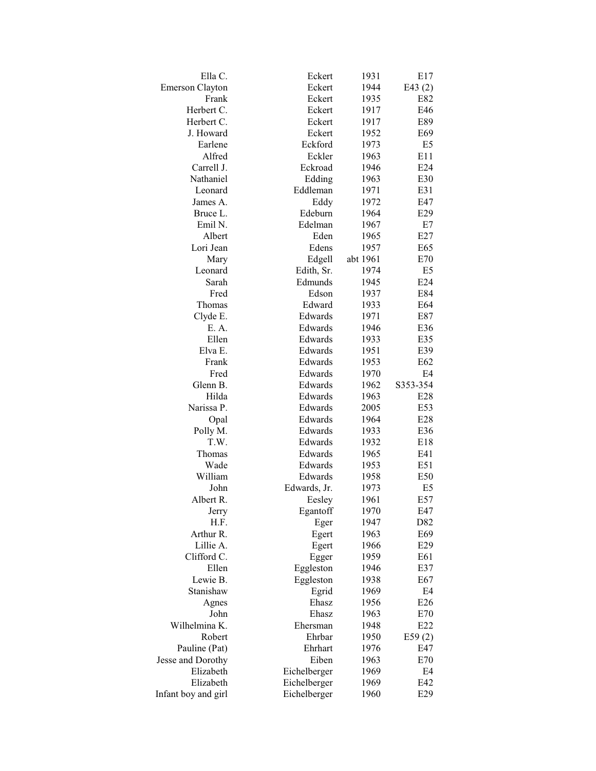| | | | |
|---|---|---|---|
| Ella C. | Eckert | 1931 | E17 |
| Emerson Clayton | Eckert | 1944 | E43 (2) |
| Frank | Eckert | 1935 | E82 |
| Herbert C. | Eckert | 1917 | E46 |
| Herbert C. | Eckert | 1917 | E89 |
| J. Howard | Eckert | 1952 | E69 |
| Earlene | Eckford | 1973 | E5 |
| Alfred | Eckler | 1963 | E11 |
| Carrell J. | Eckroad | 1946 | E24 |
| Nathaniel | Edding | 1963 | E30 |
| Leonard | Eddleman | 1971 | E31 |
| James A. | Eddy | 1972 | E47 |
| Bruce L. | Edeburn | 1964 | E29 |
| Emil N. | Edelman | 1967 | E7 |
| Albert | Eden | 1965 | E27 |
| Lori Jean | Edens | 1957 | E65 |
| Mary | Edgell | abt 1961 | E70 |
| Leonard | Edith, Sr. | 1974 | E5 |
| Sarah | Edmunds | 1945 | E24 |
| Fred | Edson | 1937 | E84 |
| Thomas | Edward | 1933 | E64 |
| Clyde E. | Edwards | 1971 | E87 |
| E. A. | Edwards | 1946 | E36 |
| Ellen | Edwards | 1933 | E35 |
| Elva E. | Edwards | 1951 | E39 |
| Frank | Edwards | 1953 | E62 |
| Fred | Edwards | 1970 | E4 |
| Glenn B. | Edwards | 1962 | S353-354 |
| Hilda | Edwards | 1963 | E28 |
| Narissa P. | Edwards | 2005 | E53 |
| Opal | Edwards | 1964 | E28 |
| Polly M. | Edwards | 1933 | E36 |
| T.W. | Edwards | 1932 | E18 |
| Thomas | Edwards | 1965 | E41 |
| Wade | Edwards | 1953 | E51 |
| William | Edwards | 1958 | E50 |
| John | Edwards, Jr. | 1973 | E5 |
| Albert R. | Eesley | 1961 | E57 |
| Jerry | Egantoff | 1970 | E47 |
| H.F. | Eger | 1947 | D82 |
| Arthur R. | Egert | 1963 | E69 |
| Lillie A. | Egert | 1966 | E29 |
| Clifford C. | Egger | 1959 | E61 |
| Ellen | Eggleston | 1946 | E37 |
| Lewie B. | Eggleston | 1938 | E67 |
| Stanishaw | Egrid | 1969 | E4 |
| Agnes | Ehasz | 1956 | E26 |
| John | Ehasz | 1963 | E70 |
| Wilhelmina K. | Ehersman | 1948 | E22 |
| Robert | Ehrbar | 1950 | E59 (2) |
| Pauline (Pat) | Ehrhart | 1976 | E47 |
| Jesse and Dorothy | Eiben | 1963 | E70 |
| Elizabeth | Eichelberger | 1969 | E4 |
| Elizabeth | Eichelberger | 1969 | E42 |
| Infant boy and girl | Eichelberger | 1960 | E29 |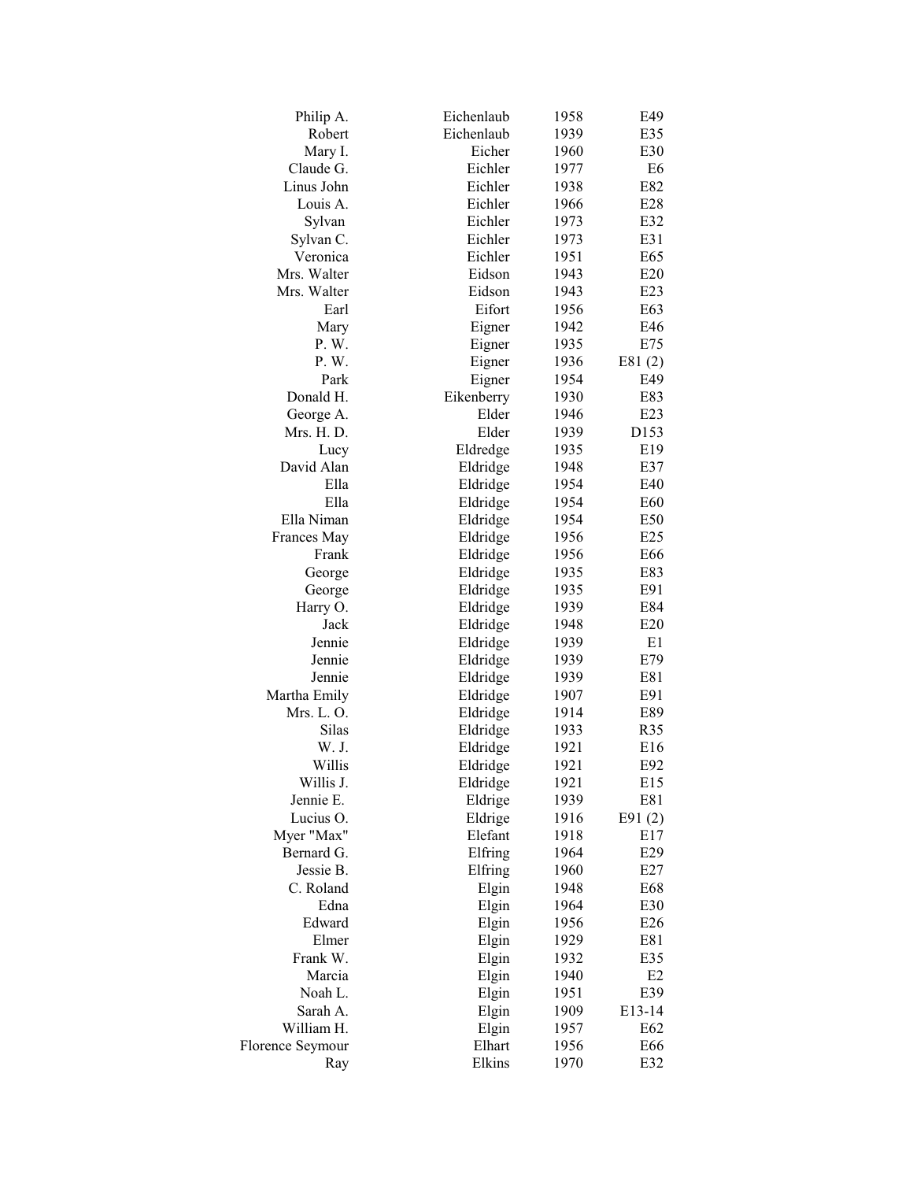| | | | |
|---|---|---|---|
| Philip A. | Eichenlaub | 1958 | E49 |
| Robert | Eichenlaub | 1939 | E35 |
| Mary I. | Eicher | 1960 | E30 |
| Claude G. | Eichler | 1977 | E6 |
| Linus John | Eichler | 1938 | E82 |
| Louis A. | Eichler | 1966 | E28 |
| Sylvan | Eichler | 1973 | E32 |
| Sylvan C. | Eichler | 1973 | E31 |
| Veronica | Eichler | 1951 | E65 |
| Mrs. Walter | Eidson | 1943 | E20 |
| Mrs. Walter | Eidson | 1943 | E23 |
| Earl | Eifort | 1956 | E63 |
| Mary | Eigner | 1942 | E46 |
| P. W. | Eigner | 1935 | E75 |
| P. W. | Eigner | 1936 | E81 (2) |
| Park | Eigner | 1954 | E49 |
| Donald H. | Eikenberry | 1930 | E83 |
| George A. | Elder | 1946 | E23 |
| Mrs. H. D. | Elder | 1939 | D153 |
| Lucy | Eldredge | 1935 | E19 |
| David Alan | Eldridge | 1948 | E37 |
| Ella | Eldridge | 1954 | E40 |
| Ella | Eldridge | 1954 | E60 |
| Ella Niman | Eldridge | 1954 | E50 |
| Frances May | Eldridge | 1956 | E25 |
| Frank | Eldridge | 1956 | E66 |
| George | Eldridge | 1935 | E83 |
| George | Eldridge | 1935 | E91 |
| Harry O. | Eldridge | 1939 | E84 |
| Jack | Eldridge | 1948 | E20 |
| Jennie | Eldridge | 1939 | E1 |
| Jennie | Eldridge | 1939 | E79 |
| Jennie | Eldridge | 1939 | E81 |
| Martha Emily | Eldridge | 1907 | E91 |
| Mrs. L. O. | Eldridge | 1914 | E89 |
| Silas | Eldridge | 1933 | R35 |
| W. J. | Eldridge | 1921 | E16 |
| Willis | Eldridge | 1921 | E92 |
| Willis J. | Eldridge | 1921 | E15 |
| Jennie E. | Eldrige | 1939 | E81 |
| Lucius O. | Eldrige | 1916 | E91 (2) |
| Myer "Max" | Elefant | 1918 | E17 |
| Bernard G. | Elfring | 1964 | E29 |
| Jessie B. | Elfring | 1960 | E27 |
| C. Roland | Elgin | 1948 | E68 |
| Edna | Elgin | 1964 | E30 |
| Edward | Elgin | 1956 | E26 |
| Elmer | Elgin | 1929 | E81 |
| Frank W. | Elgin | 1932 | E35 |
| Marcia | Elgin | 1940 | E2 |
| Noah L. | Elgin | 1951 | E39 |
| Sarah A. | Elgin | 1909 | E13-14 |
| William H. | Elgin | 1957 | E62 |
| Florence Seymour | Elhart | 1956 | E66 |
| Ray | Elkins | 1970 | E32 |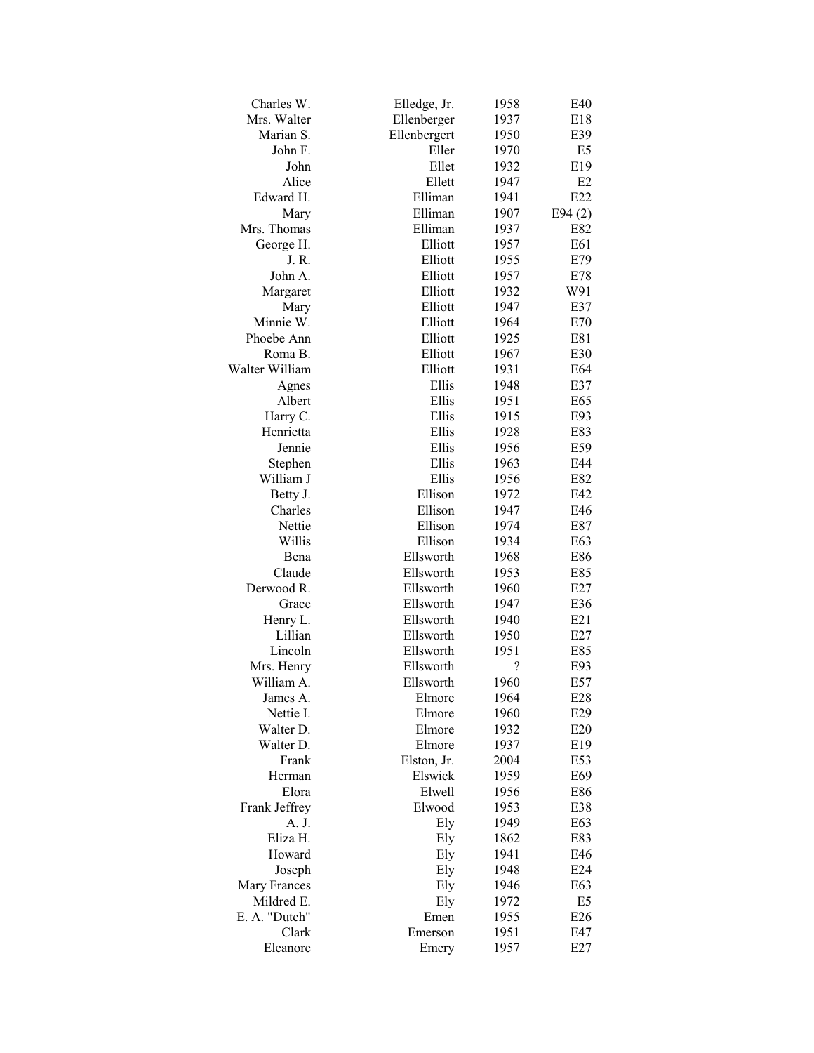| | | | |
|---|---|---|---|
| Charles W. | Elledge, Jr. | 1958 | E40 |
| Mrs. Walter | Ellenberger | 1937 | E18 |
| Marian S. | Ellenbergert | 1950 | E39 |
| John F. | Eller | 1970 | E5 |
| John | Ellet | 1932 | E19 |
| Alice | Ellett | 1947 | E2 |
| Edward H. | Elliman | 1941 | E22 |
| Mary | Elliman | 1907 | E94 (2) |
| Mrs. Thomas | Elliman | 1937 | E82 |
| George H. | Elliott | 1957 | E61 |
| J. R. | Elliott | 1955 | E79 |
| John A. | Elliott | 1957 | E78 |
| Margaret | Elliott | 1932 | W91 |
| Mary | Elliott | 1947 | E37 |
| Minnie W. | Elliott | 1964 | E70 |
| Phoebe Ann | Elliott | 1925 | E81 |
| Roma B. | Elliott | 1967 | E30 |
| Walter William | Elliott | 1931 | E64 |
| Agnes | Ellis | 1948 | E37 |
| Albert | Ellis | 1951 | E65 |
| Harry C. | Ellis | 1915 | E93 |
| Henrietta | Ellis | 1928 | E83 |
| Jennie | Ellis | 1956 | E59 |
| Stephen | Ellis | 1963 | E44 |
| William J | Ellis | 1956 | E82 |
| Betty J. | Ellison | 1972 | E42 |
| Charles | Ellison | 1947 | E46 |
| Nettie | Ellison | 1974 | E87 |
| Willis | Ellison | 1934 | E63 |
| Bena | Ellsworth | 1968 | E86 |
| Claude | Ellsworth | 1953 | E85 |
| Derwood R. | Ellsworth | 1960 | E27 |
| Grace | Ellsworth | 1947 | E36 |
| Henry L. | Ellsworth | 1940 | E21 |
| Lillian | Ellsworth | 1950 | E27 |
| Lincoln | Ellsworth | 1951 | E85 |
| Mrs. Henry | Ellsworth | ? | E93 |
| William A. | Ellsworth | 1960 | E57 |
| James A. | Elmore | 1964 | E28 |
| Nettie I. | Elmore | 1960 | E29 |
| Walter D. | Elmore | 1932 | E20 |
| Walter D. | Elmore | 1937 | E19 |
| Frank | Elston, Jr. | 2004 | E53 |
| Herman | Elswick | 1959 | E69 |
| Elora | Elwell | 1956 | E86 |
| Frank Jeffrey | Elwood | 1953 | E38 |
| A. J. | Ely | 1949 | E63 |
| Eliza H. | Ely | 1862 | E83 |
| Howard | Ely | 1941 | E46 |
| Joseph | Ely | 1948 | E24 |
| Mary Frances | Ely | 1946 | E63 |
| Mildred E. | Ely | 1972 | E5 |
| E. A. "Dutch" | Emen | 1955 | E26 |
| Clark | Emerson | 1951 | E47 |
| Eleanore | Emery | 1957 | E27 |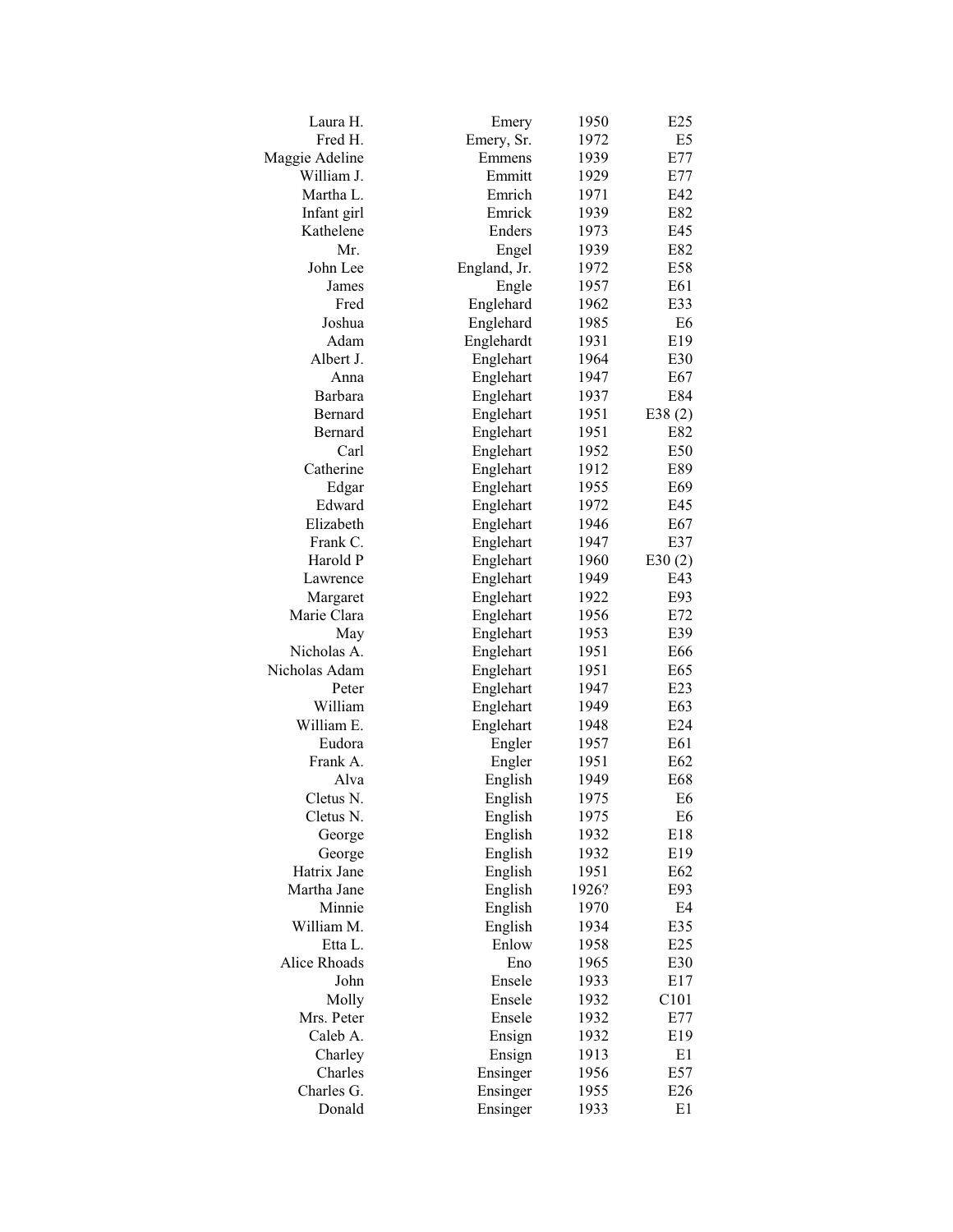| | | | |
|---|---|---|---|
| Laura H. | Emery | 1950 | E25 |
| Fred H. | Emery, Sr. | 1972 | E5 |
| Maggie Adeline | Emmens | 1939 | E77 |
| William J. | Emmitt | 1929 | E77 |
| Martha L. | Emrich | 1971 | E42 |
| Infant girl | Emrick | 1939 | E82 |
| Kathelene | Enders | 1973 | E45 |
| Mr. | Engel | 1939 | E82 |
| John Lee | England, Jr. | 1972 | E58 |
| James | Engle | 1957 | E61 |
| Fred | Englehard | 1962 | E33 |
| Joshua | Englehard | 1985 | E6 |
| Adam | Englehardt | 1931 | E19 |
| Albert J. | Englehart | 1964 | E30 |
| Anna | Englehart | 1947 | E67 |
| Barbara | Englehart | 1937 | E84 |
| Bernard | Englehart | 1951 | E38 (2) |
| Bernard | Englehart | 1951 | E82 |
| Carl | Englehart | 1952 | E50 |
| Catherine | Englehart | 1912 | E89 |
| Edgar | Englehart | 1955 | E69 |
| Edward | Englehart | 1972 | E45 |
| Elizabeth | Englehart | 1946 | E67 |
| Frank C. | Englehart | 1947 | E37 |
| Harold P | Englehart | 1960 | E30 (2) |
| Lawrence | Englehart | 1949 | E43 |
| Margaret | Englehart | 1922 | E93 |
| Marie Clara | Englehart | 1956 | E72 |
| May | Englehart | 1953 | E39 |
| Nicholas A. | Englehart | 1951 | E66 |
| Nicholas Adam | Englehart | 1951 | E65 |
| Peter | Englehart | 1947 | E23 |
| William | Englehart | 1949 | E63 |
| William E. | Englehart | 1948 | E24 |
| Eudora | Engler | 1957 | E61 |
| Frank A. | Engler | 1951 | E62 |
| Alva | English | 1949 | E68 |
| Cletus N. | English | 1975 | E6 |
| Cletus N. | English | 1975 | E6 |
| George | English | 1932 | E18 |
| George | English | 1932 | E19 |
| Hatrix Jane | English | 1951 | E62 |
| Martha Jane | English | 1926? | E93 |
| Minnie | English | 1970 | E4 |
| William M. | English | 1934 | E35 |
| Etta L. | Enlow | 1958 | E25 |
| Alice Rhoads | Eno | 1965 | E30 |
| John | Ensele | 1933 | E17 |
| Molly | Ensele | 1932 | C101 |
| Mrs. Peter | Ensele | 1932 | E77 |
| Caleb A. | Ensign | 1932 | E19 |
| Charley | Ensign | 1913 | E1 |
| Charles | Ensinger | 1956 | E57 |
| Charles G. | Ensinger | 1955 | E26 |
| Donald | Ensinger | 1933 | E1 |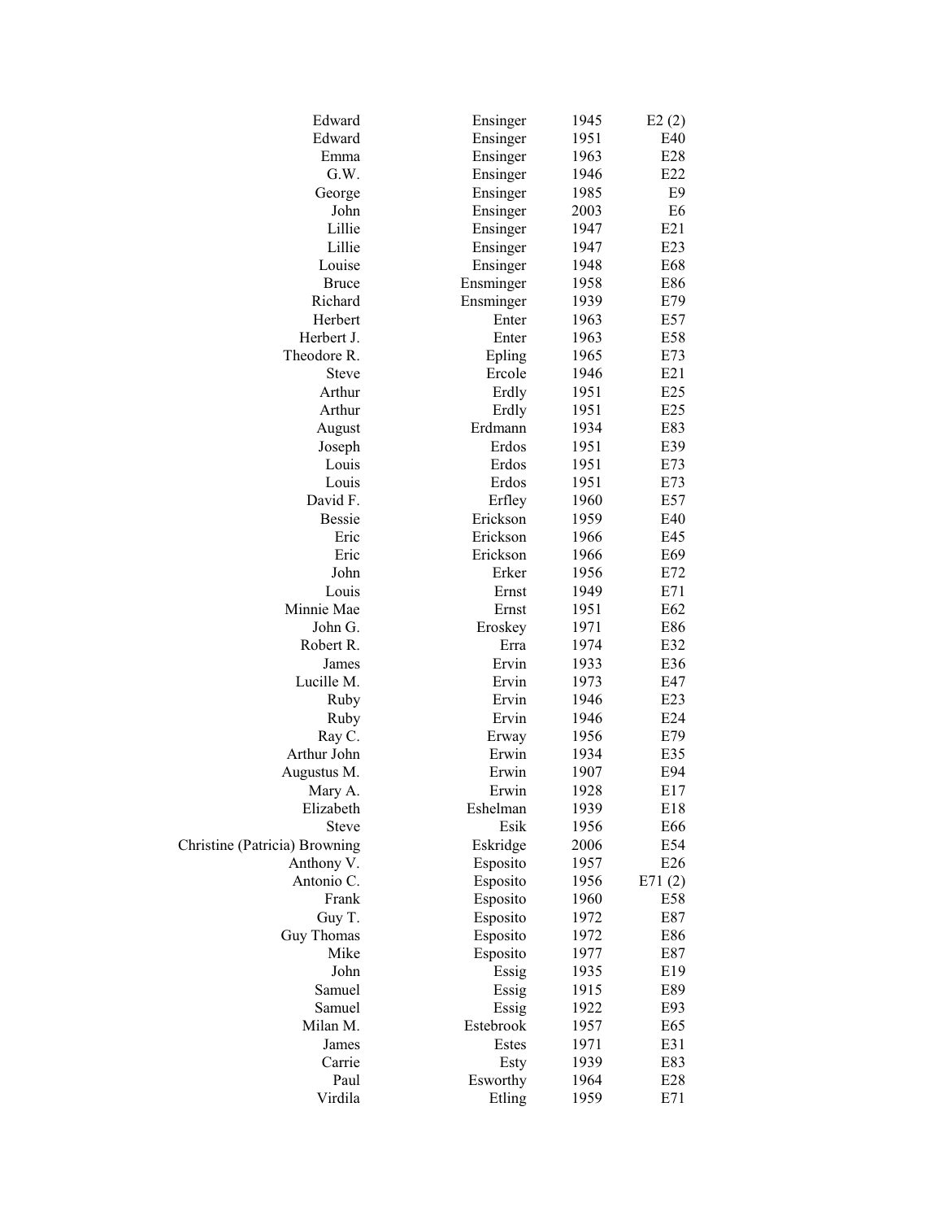| | | | |
|---|---|---|---|
| Edward | Ensinger | 1945 | E2 (2) |
| Edward | Ensinger | 1951 | E40 |
| Emma | Ensinger | 1963 | E28 |
| G.W. | Ensinger | 1946 | E22 |
| George | Ensinger | 1985 | E9 |
| John | Ensinger | 2003 | E6 |
| Lillie | Ensinger | 1947 | E21 |
| Lillie | Ensinger | 1947 | E23 |
| Louise | Ensinger | 1948 | E68 |
| Bruce | Ensminger | 1958 | E86 |
| Richard | Ensminger | 1939 | E79 |
| Herbert | Enter | 1963 | E57 |
| Herbert J. | Enter | 1963 | E58 |
| Theodore R. | Epling | 1965 | E73 |
| Steve | Ercole | 1946 | E21 |
| Arthur | Erdly | 1951 | E25 |
| Arthur | Erdly | 1951 | E25 |
| August | Erdmann | 1934 | E83 |
| Joseph | Erdos | 1951 | E39 |
| Louis | Erdos | 1951 | E73 |
| Louis | Erdos | 1951 | E73 |
| David F. | Erfley | 1960 | E57 |
| Bessie | Erickson | 1959 | E40 |
| Eric | Erickson | 1966 | E45 |
| Eric | Erickson | 1966 | E69 |
| John | Erker | 1956 | E72 |
| Louis | Ernst | 1949 | E71 |
| Minnie Mae | Ernst | 1951 | E62 |
| John G. | Eroskey | 1971 | E86 |
| Robert R. | Erra | 1974 | E32 |
| James | Ervin | 1933 | E36 |
| Lucille M. | Ervin | 1973 | E47 |
| Ruby | Ervin | 1946 | E23 |
| Ruby | Ervin | 1946 | E24 |
| Ray C. | Erway | 1956 | E79 |
| Arthur John | Erwin | 1934 | E35 |
| Augustus M. | Erwin | 1907 | E94 |
| Mary A. | Erwin | 1928 | E17 |
| Elizabeth | Eshelman | 1939 | E18 |
| Steve | Esik | 1956 | E66 |
| Christine (Patricia) Browning | Eskridge | 2006 | E54 |
| Anthony V. | Esposito | 1957 | E26 |
| Antonio C. | Esposito | 1956 | E71 (2) |
| Frank | Esposito | 1960 | E58 |
| Guy T. | Esposito | 1972 | E87 |
| Guy Thomas | Esposito | 1972 | E86 |
| Mike | Esposito | 1977 | E87 |
| John | Essig | 1935 | E19 |
| Samuel | Essig | 1915 | E89 |
| Samuel | Essig | 1922 | E93 |
| Milan M. | Estebrook | 1957 | E65 |
| James | Estes | 1971 | E31 |
| Carrie | Esty | 1939 | E83 |
| Paul | Esworthy | 1964 | E28 |
| Virdila | Etling | 1959 | E71 |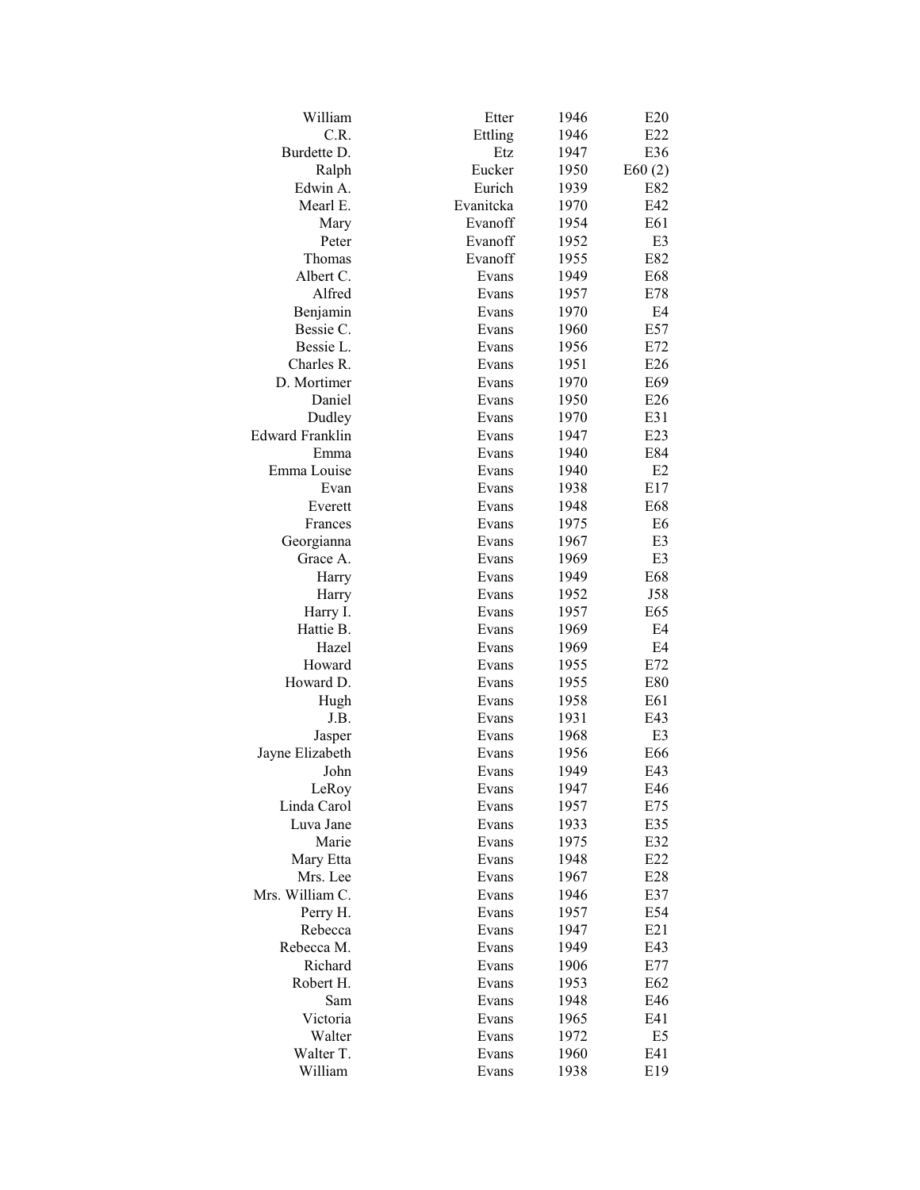| | | | |
|---|---|---|---|
| William | Etter | 1946 | E20 |
| C.R. | Ettling | 1946 | E22 |
| Burdette D. | Etz | 1947 | E36 |
| Ralph | Eucker | 1950 | E60 (2) |
| Edwin A. | Eurich | 1939 | E82 |
| Mearl E. | Evanitcka | 1970 | E42 |
| Mary | Evanoff | 1954 | E61 |
| Peter | Evanoff | 1952 | E3 |
| Thomas | Evanoff | 1955 | E82 |
| Albert C. | Evans | 1949 | E68 |
| Alfred | Evans | 1957 | E78 |
| Benjamin | Evans | 1970 | E4 |
| Bessie C. | Evans | 1960 | E57 |
| Bessie L. | Evans | 1956 | E72 |
| Charles R. | Evans | 1951 | E26 |
| D. Mortimer | Evans | 1970 | E69 |
| Daniel | Evans | 1950 | E26 |
| Dudley | Evans | 1970 | E31 |
| Edward Franklin | Evans | 1947 | E23 |
| Emma | Evans | 1940 | E84 |
| Emma Louise | Evans | 1940 | E2 |
| Evan | Evans | 1938 | E17 |
| Everett | Evans | 1948 | E68 |
| Frances | Evans | 1975 | E6 |
| Georgianna | Evans | 1967 | E3 |
| Grace A. | Evans | 1969 | E3 |
| Harry | Evans | 1949 | E68 |
| Harry | Evans | 1952 | J58 |
| Harry I. | Evans | 1957 | E65 |
| Hattie B. | Evans | 1969 | E4 |
| Hazel | Evans | 1969 | E4 |
| Howard | Evans | 1955 | E72 |
| Howard D. | Evans | 1955 | E80 |
| Hugh | Evans | 1958 | E61 |
| J.B. | Evans | 1931 | E43 |
| Jasper | Evans | 1968 | E3 |
| Jayne Elizabeth | Evans | 1956 | E66 |
| John | Evans | 1949 | E43 |
| LeRoy | Evans | 1947 | E46 |
| Linda Carol | Evans | 1957 | E75 |
| Luva Jane | Evans | 1933 | E35 |
| Marie | Evans | 1975 | E32 |
| Mary Etta | Evans | 1948 | E22 |
| Mrs. Lee | Evans | 1967 | E28 |
| Mrs. William C. | Evans | 1946 | E37 |
| Perry H. | Evans | 1957 | E54 |
| Rebecca | Evans | 1947 | E21 |
| Rebecca M. | Evans | 1949 | E43 |
| Richard | Evans | 1906 | E77 |
| Robert H. | Evans | 1953 | E62 |
| Sam | Evans | 1948 | E46 |
| Victoria | Evans | 1965 | E41 |
| Walter | Evans | 1972 | E5 |
| Walter T. | Evans | 1960 | E41 |
| William | Evans | 1938 | E19 |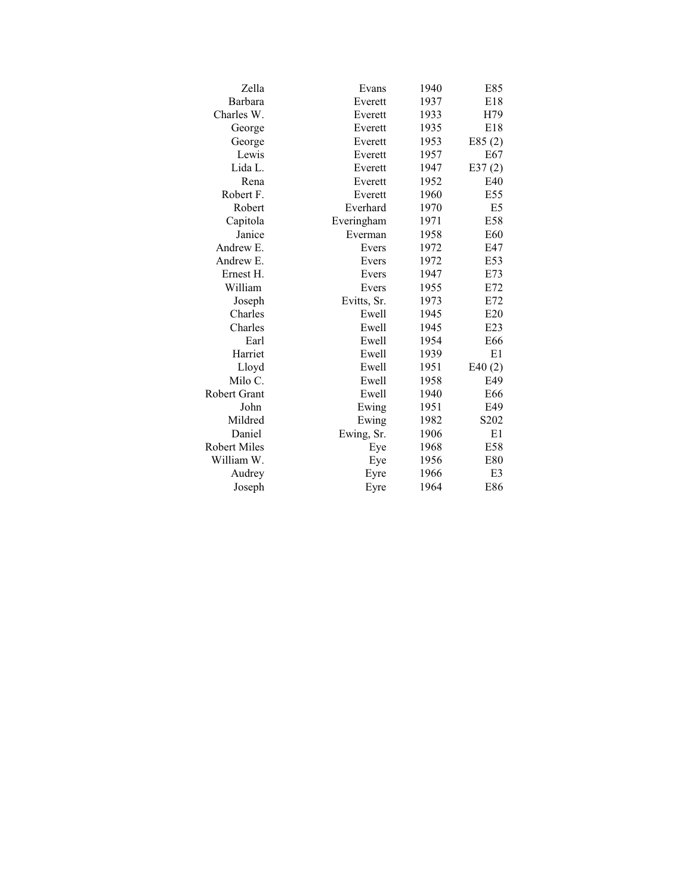| | | | |
|---|---|---|---|
| Zella | Evans | 1940 | E85 |
| Barbara | Everett | 1937 | E18 |
| Charles W. | Everett | 1933 | H79 |
| George | Everett | 1935 | E18 |
| George | Everett | 1953 | E85 (2) |
| Lewis | Everett | 1957 | E67 |
| Lida L. | Everett | 1947 | E37 (2) |
| Rena | Everett | 1952 | E40 |
| Robert F. | Everett | 1960 | E55 |
| Robert | Everhard | 1970 | E5 |
| Capitola | Everingham | 1971 | E58 |
| Janice | Everman | 1958 | E60 |
| Andrew E. | Evers | 1972 | E47 |
| Andrew E. | Evers | 1972 | E53 |
| Ernest H. | Evers | 1947 | E73 |
| William | Evers | 1955 | E72 |
| Joseph | Evitts, Sr. | 1973 | E72 |
| Charles | Ewell | 1945 | E20 |
| Charles | Ewell | 1945 | E23 |
| Earl | Ewell | 1954 | E66 |
| Harriet | Ewell | 1939 | E1 |
| Lloyd | Ewell | 1951 | E40 (2) |
| Milo C. | Ewell | 1958 | E49 |
| Robert Grant | Ewell | 1940 | E66 |
| John | Ewing | 1951 | E49 |
| Mildred | Ewing | 1982 | S202 |
| Daniel | Ewing, Sr. | 1906 | E1 |
| Robert Miles | Eye | 1968 | E58 |
| William W. | Eye | 1956 | E80 |
| Audrey | Eyre | 1966 | E3 |
| Joseph | Eyre | 1964 | E86 |